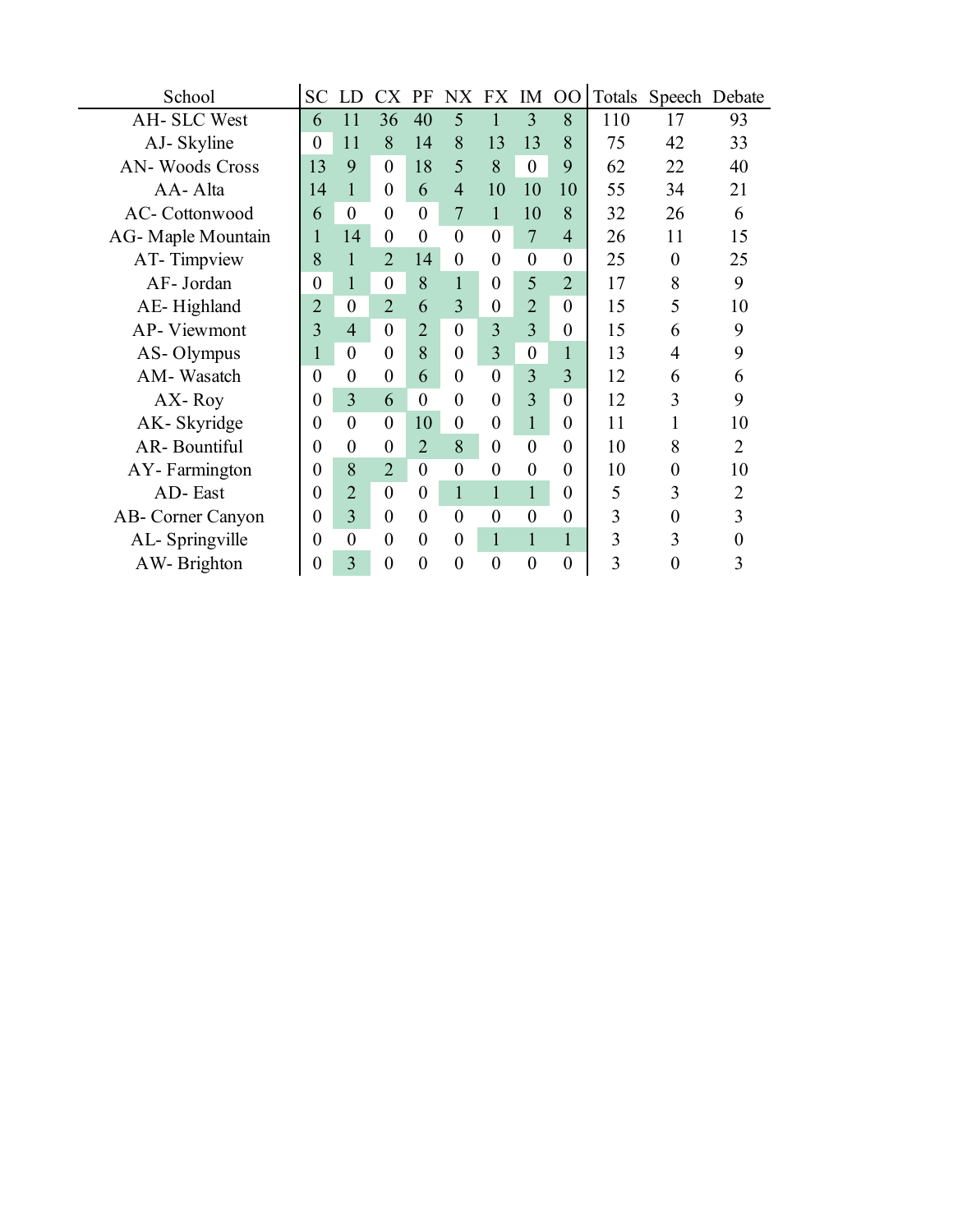| School | SC | LD | CX | PF | NX | FX | IM | OO | Totals | Speech | Debate |
|---|---|---|---|---|---|---|---|---|---|---|---|
| AH- SLC West | 6 | 11 | 36 | 40 | 5 | 1 | 3 | 8 | 110 | 17 | 93 |
| AJ- Skyline | 0 | 11 | 8 | 14 | 8 | 13 | 13 | 8 | 75 | 42 | 33 |
| AN- Woods Cross | 13 | 9 | 0 | 18 | 5 | 8 | 0 | 9 | 62 | 22 | 40 |
| AA- Alta | 14 | 1 | 0 | 6 | 4 | 10 | 10 | 10 | 55 | 34 | 21 |
| AC- Cottonwood | 6 | 0 | 0 | 0 | 7 | 1 | 10 | 8 | 32 | 26 | 6 |
| AG- Maple Mountain | 1 | 14 | 0 | 0 | 0 | 0 | 7 | 4 | 26 | 11 | 15 |
| AT- Timpview | 8 | 1 | 2 | 14 | 0 | 0 | 0 | 0 | 25 | 0 | 25 |
| AF- Jordan | 0 | 1 | 0 | 8 | 1 | 0 | 5 | 2 | 17 | 8 | 9 |
| AE- Highland | 2 | 0 | 2 | 6 | 3 | 0 | 2 | 0 | 15 | 5 | 10 |
| AP- Viewmont | 3 | 4 | 0 | 2 | 0 | 3 | 3 | 0 | 15 | 6 | 9 |
| AS- Olympus | 1 | 0 | 0 | 8 | 0 | 3 | 0 | 1 | 13 | 4 | 9 |
| AM- Wasatch | 0 | 0 | 0 | 6 | 0 | 0 | 3 | 3 | 12 | 6 | 6 |
| AX- Roy | 0 | 3 | 6 | 0 | 0 | 0 | 3 | 0 | 12 | 3 | 9 |
| AK- Skyridge | 0 | 0 | 0 | 10 | 0 | 0 | 1 | 0 | 11 | 1 | 10 |
| AR- Bountiful | 0 | 0 | 0 | 2 | 8 | 0 | 0 | 0 | 10 | 8 | 2 |
| AY- Farmington | 0 | 8 | 2 | 0 | 0 | 0 | 0 | 0 | 10 | 0 | 10 |
| AD- East | 0 | 2 | 0 | 0 | 1 | 1 | 1 | 0 | 5 | 3 | 2 |
| AB- Corner Canyon | 0 | 3 | 0 | 0 | 0 | 0 | 0 | 0 | 3 | 0 | 3 |
| AL- Springville | 0 | 0 | 0 | 0 | 0 | 1 | 1 | 1 | 3 | 3 | 0 |
| AW- Brighton | 0 | 3 | 0 | 0 | 0 | 0 | 0 | 0 | 3 | 0 | 3 |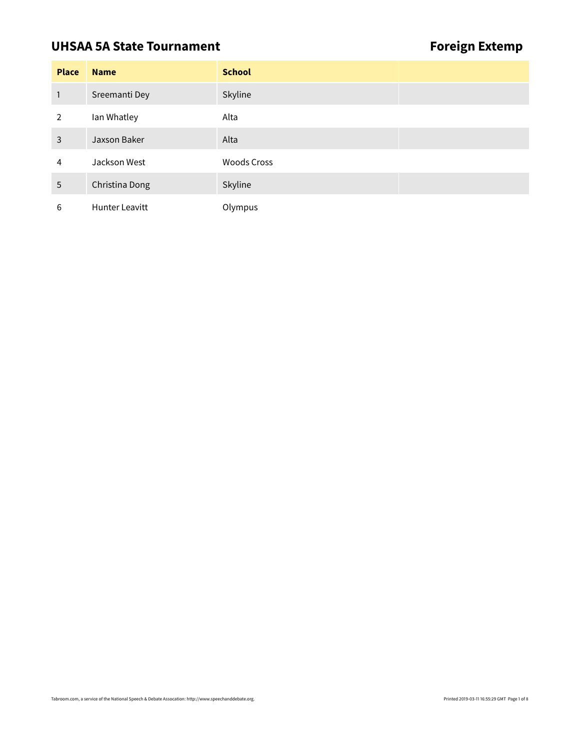## UHSAA 5A State Tournament

## Foreign Extemp

| Place | Name | School | |
|---|---|---|---|
| 1 | Sreemanti Dey | Skyline | |
| 2 | Ian Whatley | Alta | |
| 3 | Jaxson Baker | Alta | |
| 4 | Jackson West | Woods Cross | |
| 5 | Christina Dong | Skyline | |
| 6 | Hunter Leavitt | Olympus | |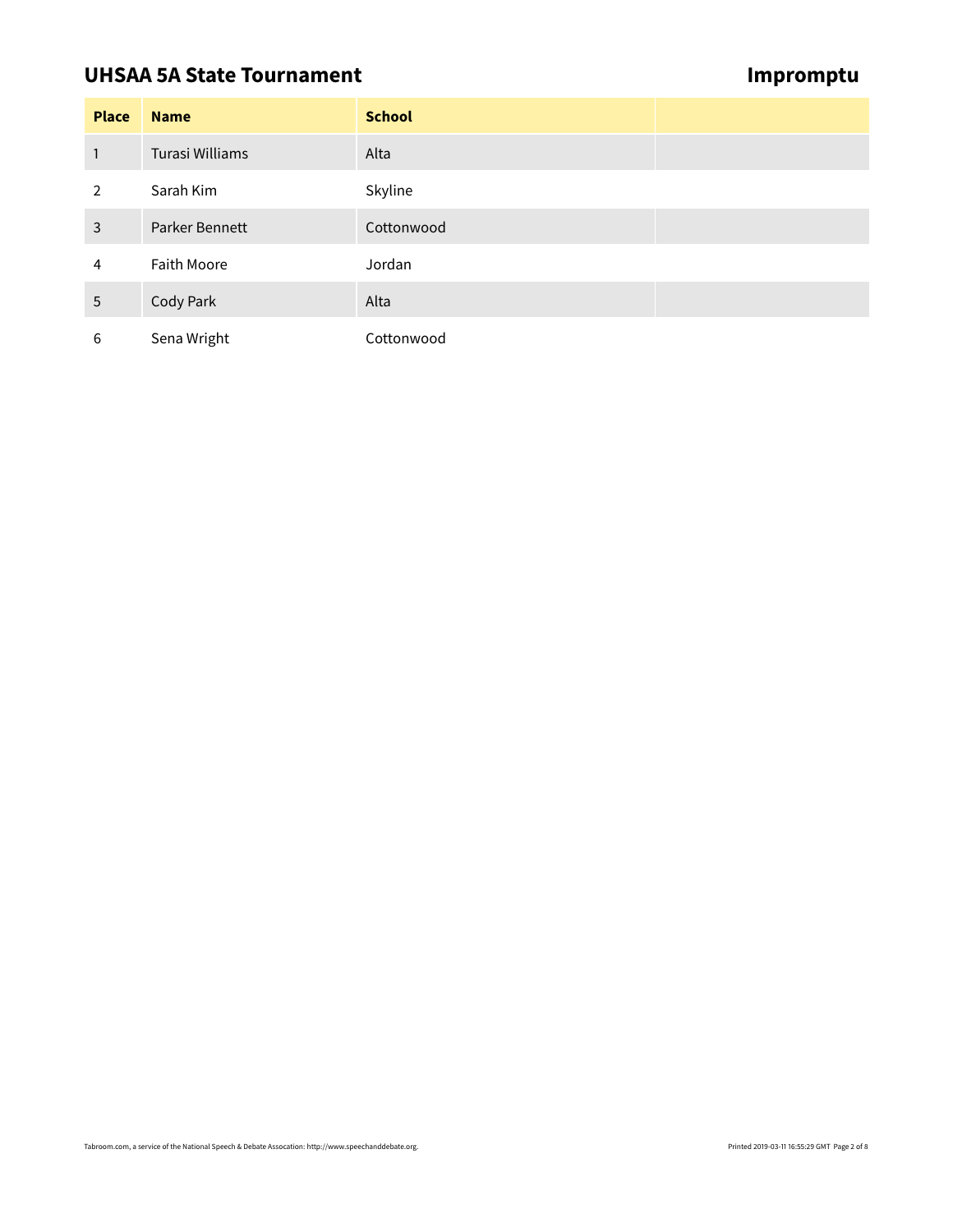## UHSAA 5A State Tournament

## Impromptu

| Place | Name | School | |
|---|---|---|---|
| 1 | Turasi Williams | Alta | |
| 2 | Sarah Kim | Skyline | |
| 3 | Parker Bennett | Cottonwood | |
| 4 | Faith Moore | Jordan | |
| 5 | Cody Park | Alta | |
| 6 | Sena Wright | Cottonwood | |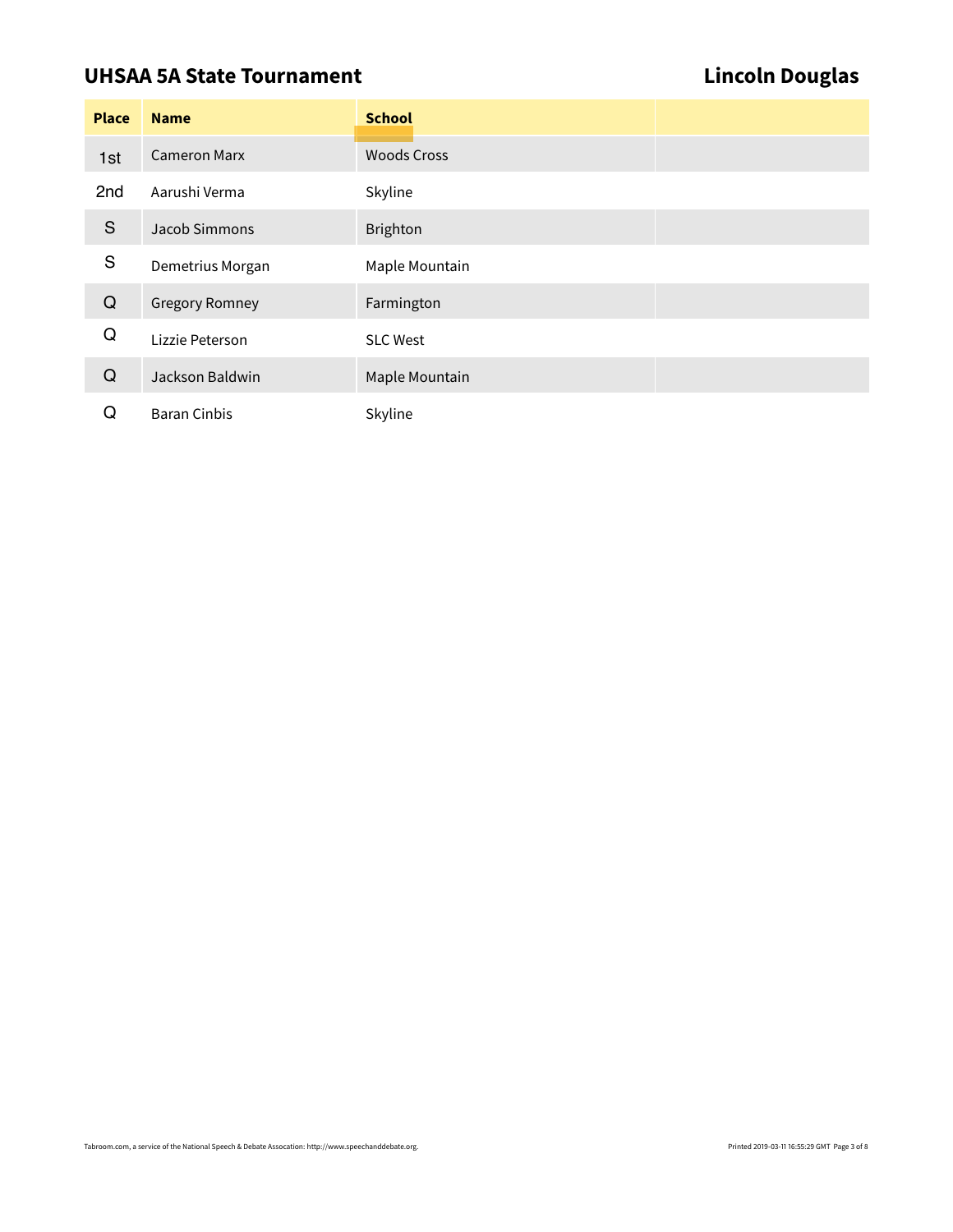## UHSAA 5A State Tournament

## Lincoln Douglas

| Place | Name | School | |
|---|---|---|---|
| 1st | Cameron Marx | Woods Cross | |
| 2nd | Aarushi Verma | Skyline | |
| S | Jacob Simmons | Brighton | |
| S | Demetrius Morgan | Maple Mountain | |
| Q | Gregory Romney | Farmington | |
| Q | Lizzie Peterson | SLC West | |
| Q | Jackson Baldwin | Maple Mountain | |
| Q | Baran Cinbis | Skyline | |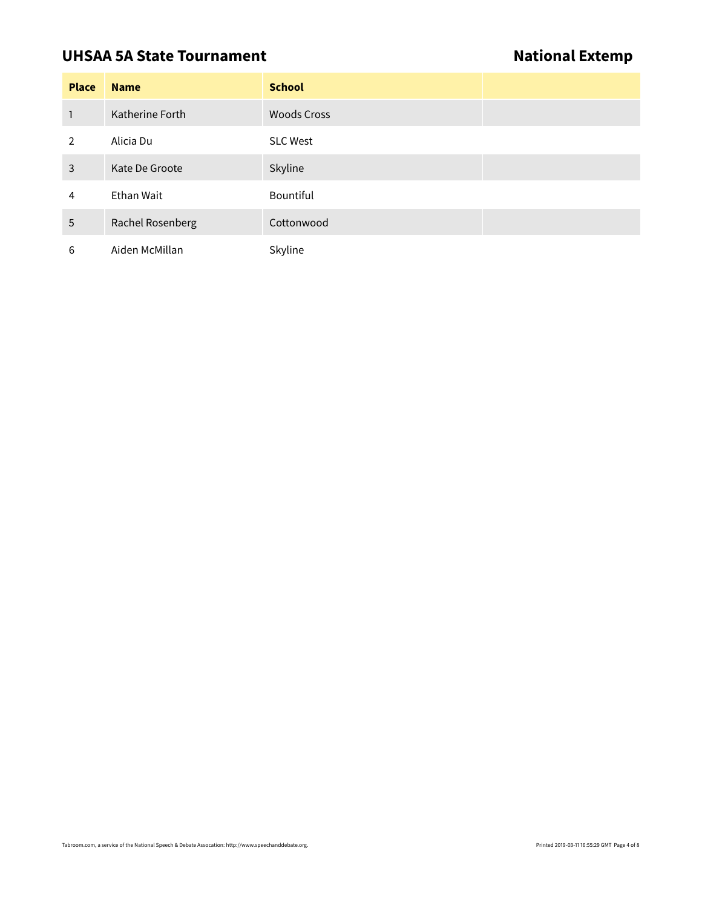## UHSAA 5A State Tournament

## National Extemp

| Place | Name | School | |
|---|---|---|---|
| 1 | Katherine Forth | Woods Cross | |
| 2 | Alicia Du | SLC West | |
| 3 | Kate De Groote | Skyline | |
| 4 | Ethan Wait | Bountiful | |
| 5 | Rachel Rosenberg | Cottonwood | |
| 6 | Aiden McMillan | Skyline | |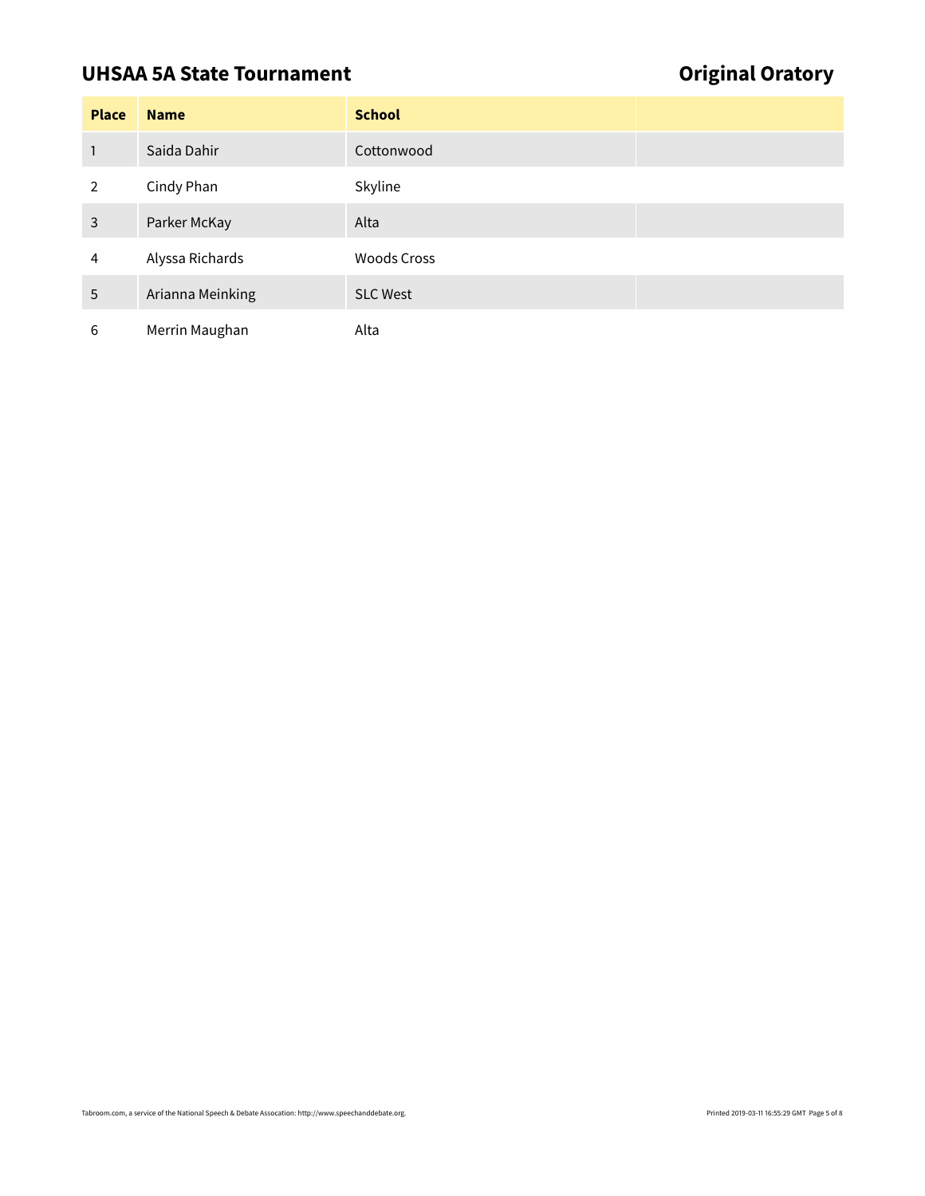## UHSAA 5A State Tournament

## Original Oratory

| Place | Name | School | |
|---|---|---|---|
| 1 | Saida Dahir | Cottonwood | |
| 2 | Cindy Phan | Skyline | |
| 3 | Parker McKay | Alta | |
| 4 | Alyssa Richards | Woods Cross | |
| 5 | Arianna Meinking | SLC West | |
| 6 | Merrin Maughan | Alta | |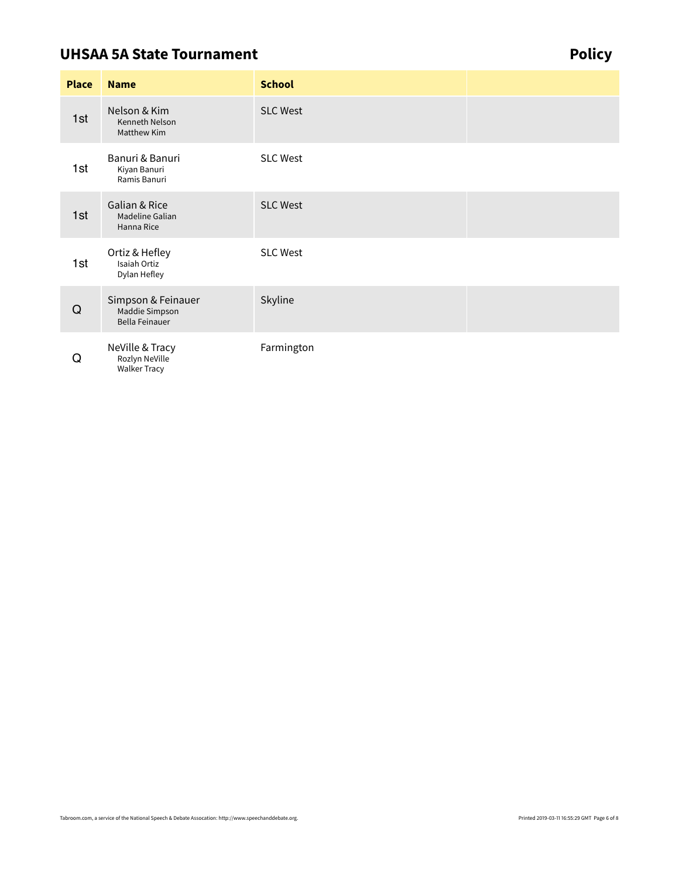## UHSAA 5A State Tournament

## Policy

| Place | Name | School | |
|---|---|---|---|
| 1st | Nelson & Kim<br>Kenneth Nelson<br>Matthew Kim | SLC West | |
| 1st | Banuri & Banuri<br>Kiyan Banuri<br>Ramis Banuri | SLC West | |
| 1st | Galian & Rice<br>Madeline Galian<br>Hanna Rice | SLC West | |
| 1st | Ortiz & Hefley<br>Isaiah Ortiz<br>Dylan Hefley | SLC West | |
| Q | Simpson & Feinauer<br>Maddie Simpson<br>Bella Feinauer | Skyline | |
| Q | NeVille & Tracy<br>Rozlyn NeVille<br>Walker Tracy | Farmington | |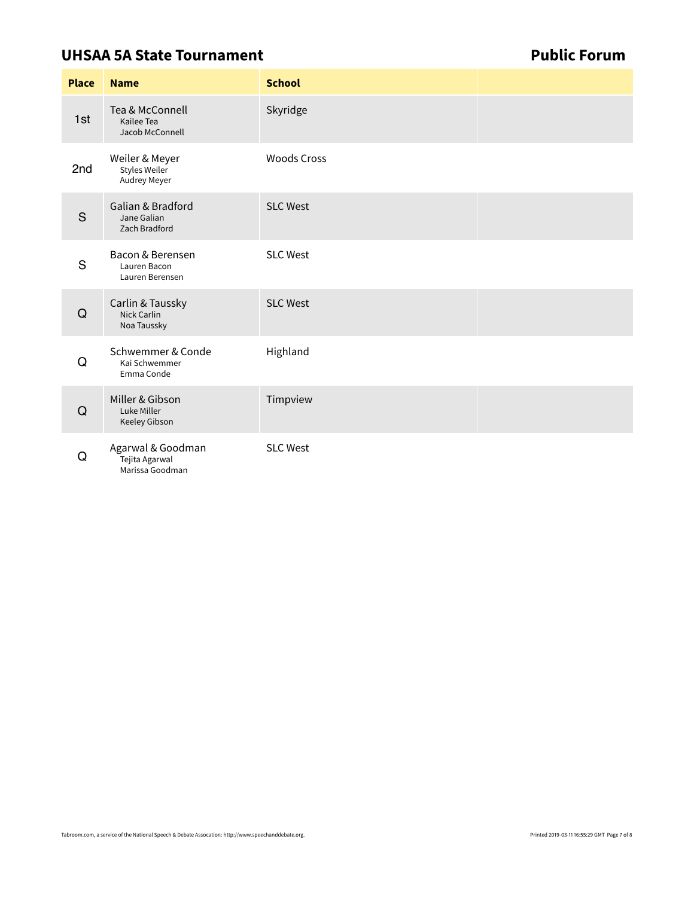# UHSAA 5A State Tournament

## Public Forum

| Place | Name | School | |
|---|---|---|---|
| 1st | Tea & McConnell<br>Kailee Tea<br>Jacob McConnell | Skyridge | |
| 2nd | Weiler & Meyer<br>Styles Weiler<br>Audrey Meyer | Woods Cross | |
| S | Galian & Bradford<br>Jane Galian<br>Zach Bradford | SLC West | |
| S | Bacon & Berensen<br>Lauren Bacon<br>Lauren Berensen | SLC West | |
| Q | Carlin & Taussky<br>Nick Carlin<br>Noa Taussky | SLC West | |
| Q | Schwemmer & Conde<br>Kai Schwemmer<br>Emma Conde | Highland | |
| Q | Miller & Gibson<br>Luke Miller<br>Keeley Gibson | Timpview | |
| Q | Agarwal & Goodman<br>Tejita Agarwal<br>Marissa Goodman | SLC West | |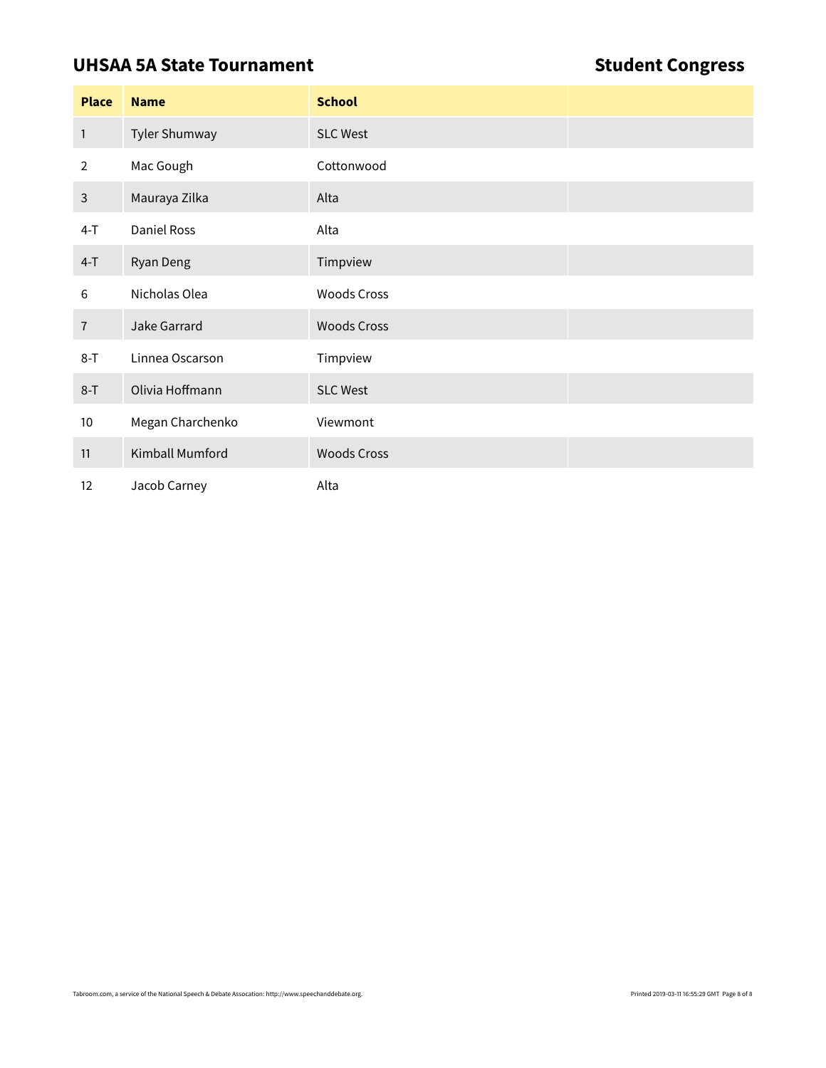# UHSAA 5A State Tournament

## Student Congress

| Place | Name | School | |
|---|---|---|---|
| 1 | Tyler Shumway | SLC West | |
| 2 | Mac Gough | Cottonwood | |
| 3 | Mauraya Zilka | Alta | |
| 4-T | Daniel Ross | Alta | |
| 4-T | Ryan Deng | Timpview | |
| 6 | Nicholas Olea | Woods Cross | |
| 7 | Jake Garrard | Woods Cross | |
| 8-T | Linnea Oscarson | Timpview | |
| 8-T | Olivia Hoffmann | SLC West | |
| 10 | Megan Charchenko | Viewmont | |
| 11 | Kimball Mumford | Woods Cross | |
| 12 | Jacob Carney | Alta | |